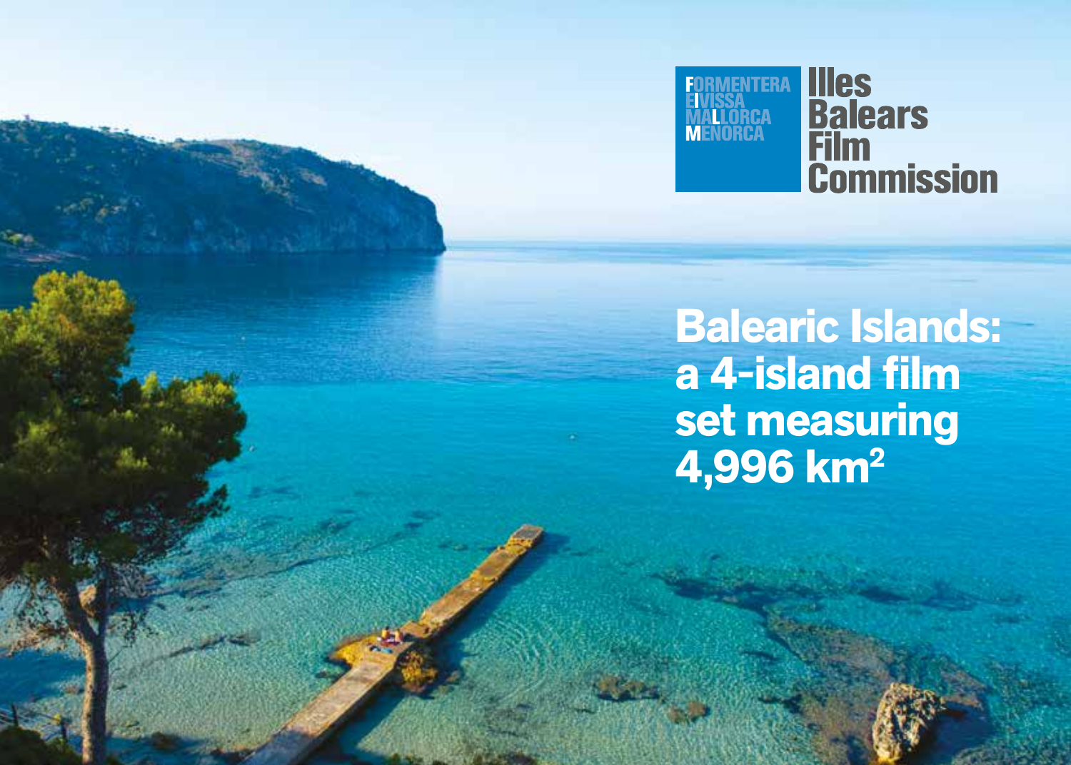FORMENTERA
EIVISSA
MALLORCA
MENORCA

Illes Balears Film Commission

# Balearic Islands: a 4-island film set measuring 4,996 km²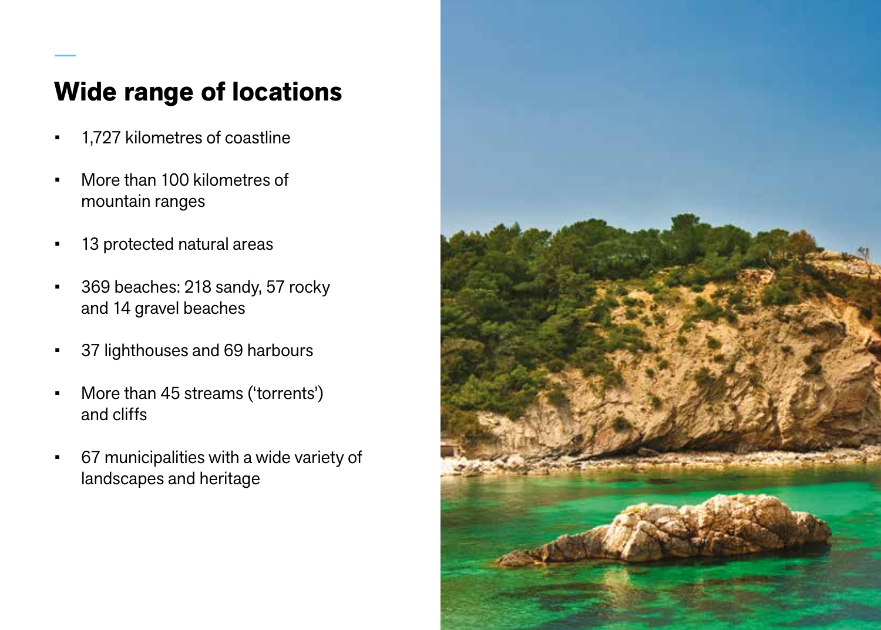## Wide range of locations

- 1,727 kilometres of coastline
- More than 100 kilometres of mountain ranges
- 13 protected natural areas
- 369 beaches: 218 sandy, 57 rocky and 14 gravel beaches
- 37 lighthouses and 69 harbours
- More than 45 streams ('torrents') and cliffs
- 67 municipalities with a wide variety of landscapes and heritage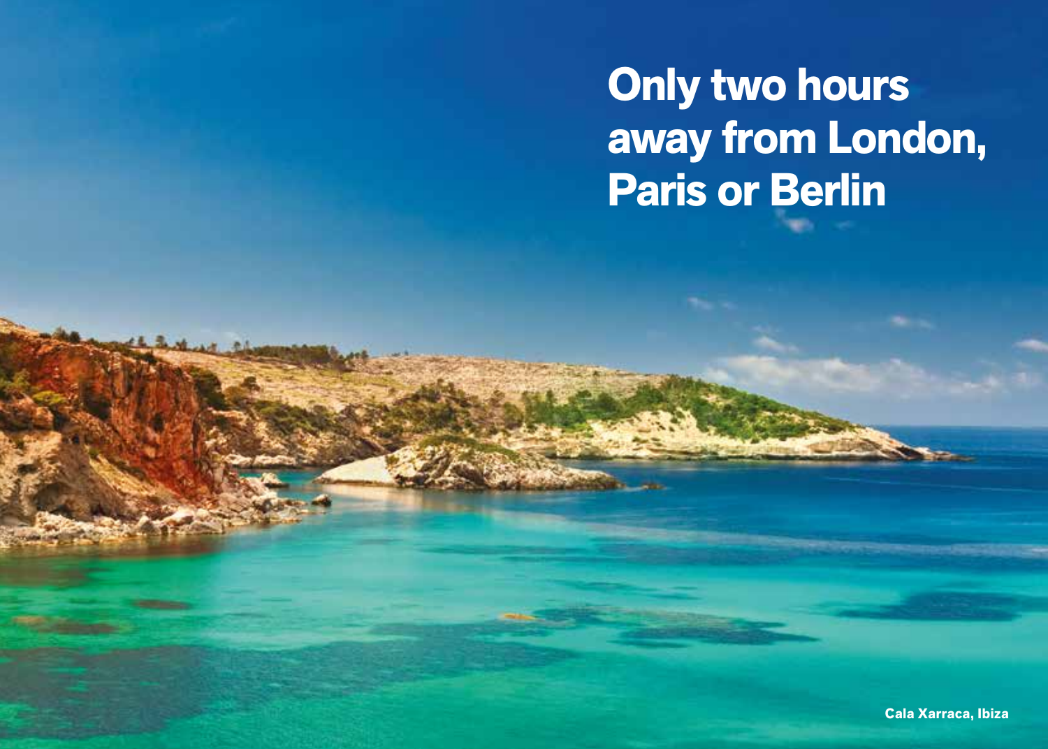# Only two hours away from London, Paris or Berlin

Cala Xarraca, Ibiza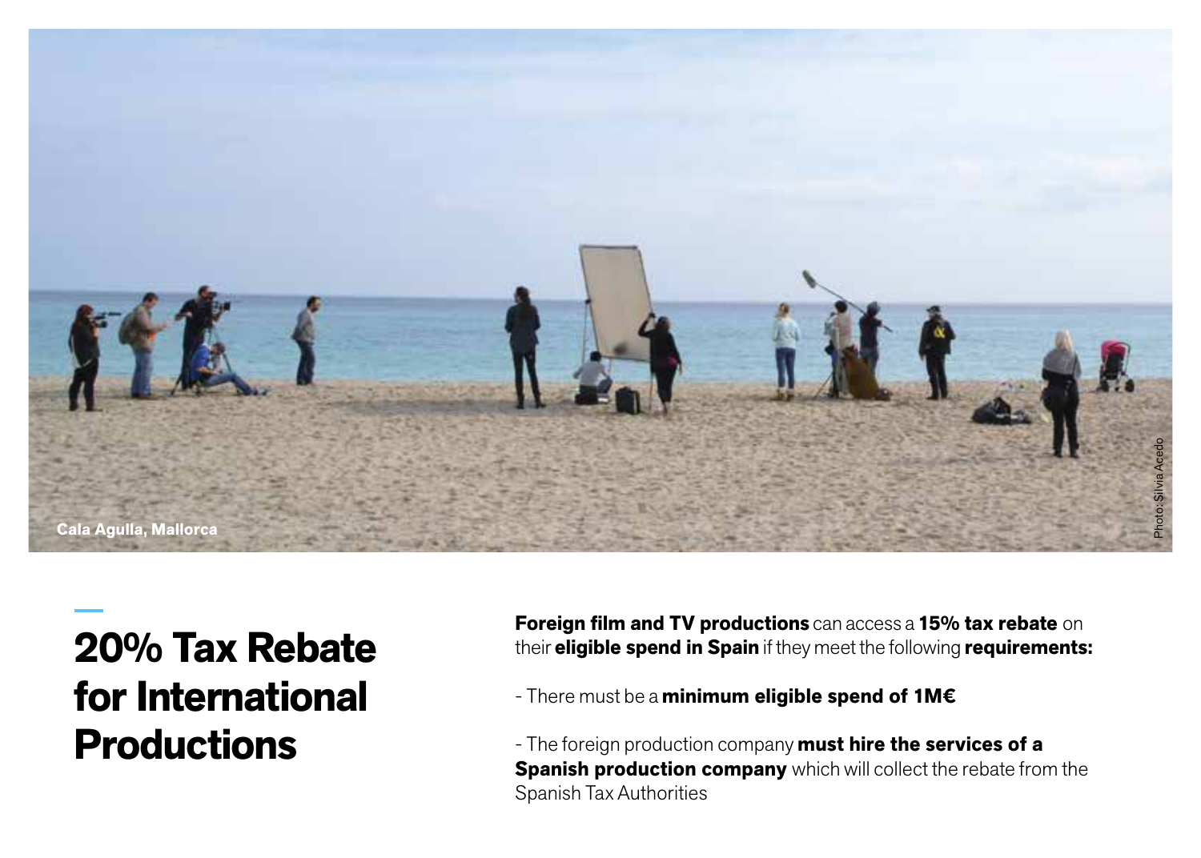Cala Agulla, Mallorca

Photo: Silvia Acedo

# 20% Tax Rebate for International Productions

**Foreign film and TV productions** can access a **15% tax rebate** on their **eligible spend in Spain** if they meet the following **requirements:**

- There must be a **minimum eligible spend of 1M€**

- The foreign production company **must hire the services of a Spanish production company** which will collect the rebate from the Spanish Tax Authorities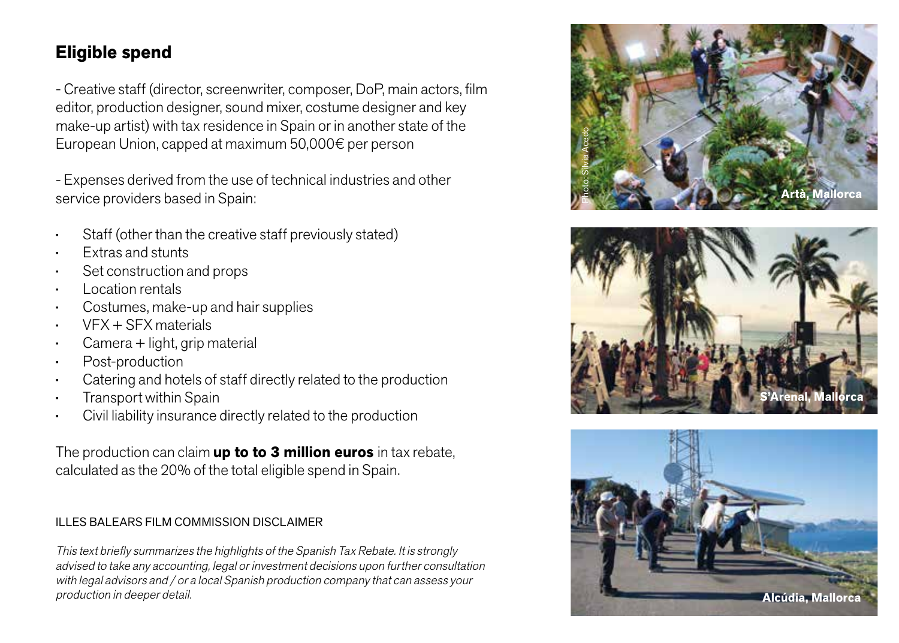## Eligible spend

- Creative staff (director, screenwriter, composer, DoP, main actors, film editor, production designer, sound mixer, costume designer and key make-up artist) with tax residence in Spain or in another state of the European Union, capped at maximum 50,000€ per person

- Expenses derived from the use of technical industries and other service providers based in Spain:

- Staff (other than the creative staff previously stated)
- Extras and stunts
- Set construction and props
- Location rentals
- Costumes, make-up and hair supplies
- VFX + SFX materials
- Camera + light, grip material
- Post-production
- Catering and hotels of staff directly related to the production
- Transport within Spain
- Civil liability insurance directly related to the production

The production can claim **up to to 3 million euros** in tax rebate, calculated as the 20% of the total eligible spend in Spain.

ILLES BALEARS FILM COMMISSION DISCLAIMER

*This text briefly summarizes the highlights of the Spanish Tax Rebate. It is strongly advised to take any accounting, legal or investment decisions upon further consultation with legal advisors and / or a local Spanish production company that can assess your production in deeper detail.*

Photo: Silvia Acedo

**Artà, Mallorca**

**S'Arenal, Mallorca**

**Alcúdia, Mallorca**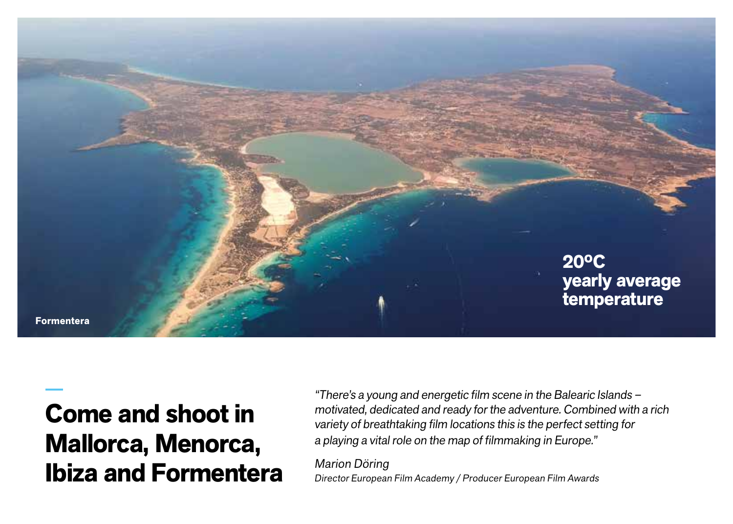Formentera

**20ºC yearly average temperature**

# Come and shoot in Mallorca, Menorca, Ibiza and Formentera

*"There's a young and energetic film scene in the Balearic Islands – motivated, dedicated and ready for the adventure. Combined with a rich variety of breathtaking film locations this is the perfect setting for a playing a vital role on the map of filmmaking in Europe."*

*Marion Döring*
*Director European Film Academy / Producer European Film Awards*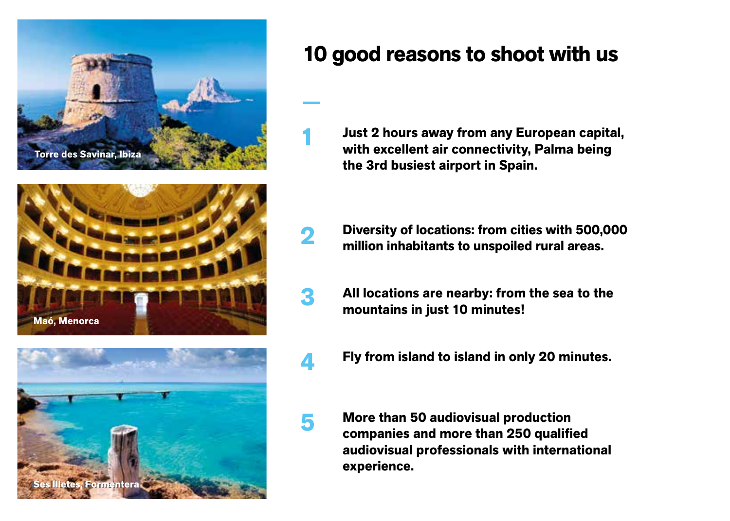Torre des Savinar, Ibiza

Maó, Menorca

Ses Illetes, Formentera

# 10 good reasons to shoot with us

1. **Just 2 hours away from any European capital, with excellent air connectivity, Palma being the 3rd busiest airport in Spain.**

2. **Diversity of locations: from cities with 500,000 million inhabitants to unspoiled rural areas.**

3. **All locations are nearby: from the sea to the mountains in just 10 minutes!**

4. **Fly from island to island in only 20 minutes.**

5. **More than 50 audiovisual production companies and more than 250 qualified audiovisual professionals with international experience.**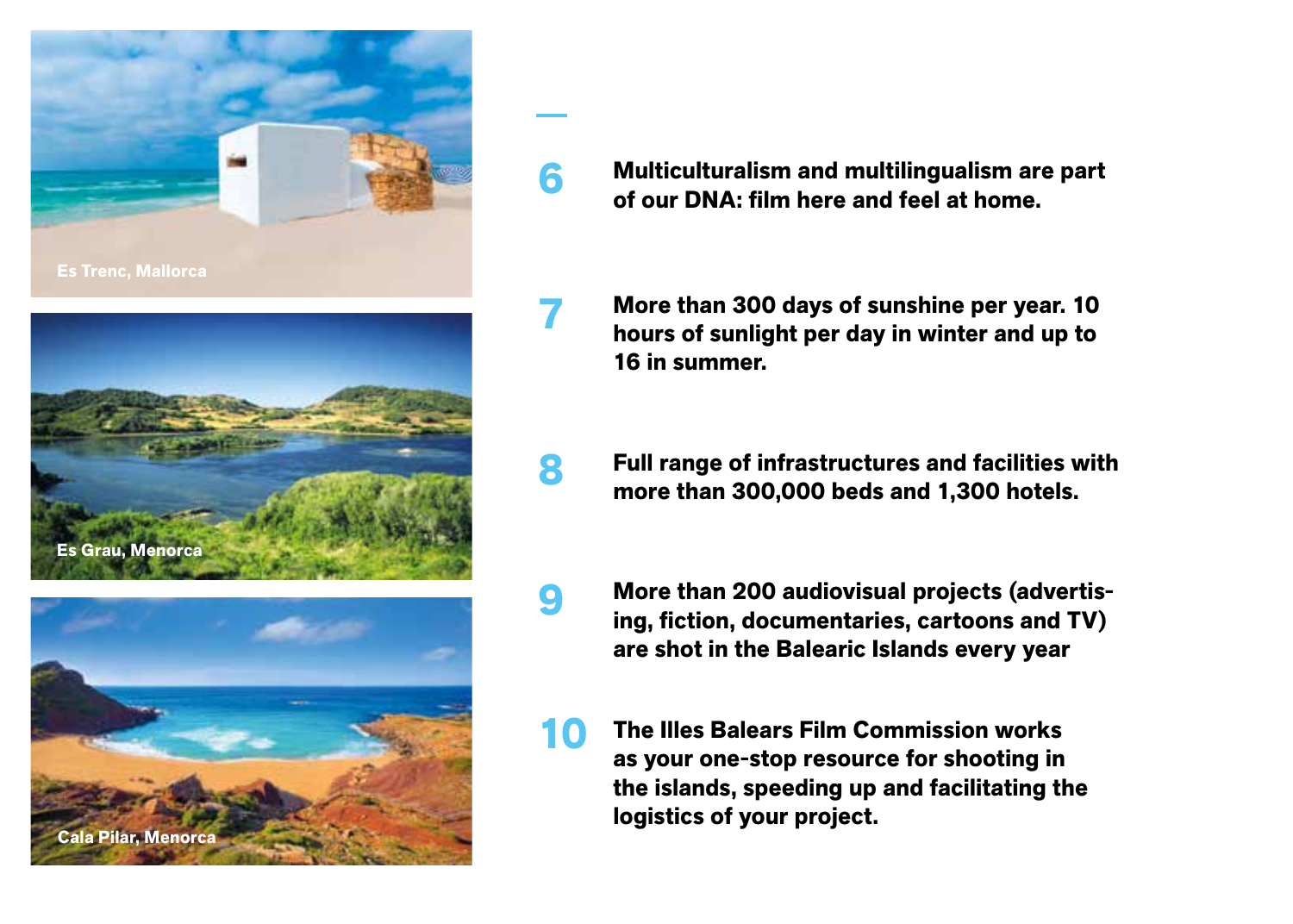Es Trenc, Mallorca

Es Grau, Menorca

Cala Pilar, Menorca

**6** **Multiculturalism and multilingualism are part of our DNA: film here and feel at home.**

**7** **More than 300 days of sunshine per year. 10 hours of sunlight per day in winter and up to 16 in summer.**

**8** **Full range of infrastructures and facilities with more than 300,000 beds and 1,300 hotels.**

**9** **More than 200 audiovisual projects (advertising, fiction, documentaries, cartoons and TV) are shot in the Balearic Islands every year**

**10** **The Illes Balears Film Commission works as your one-stop resource for shooting in the islands, speeding up and facilitating the logistics of your project.**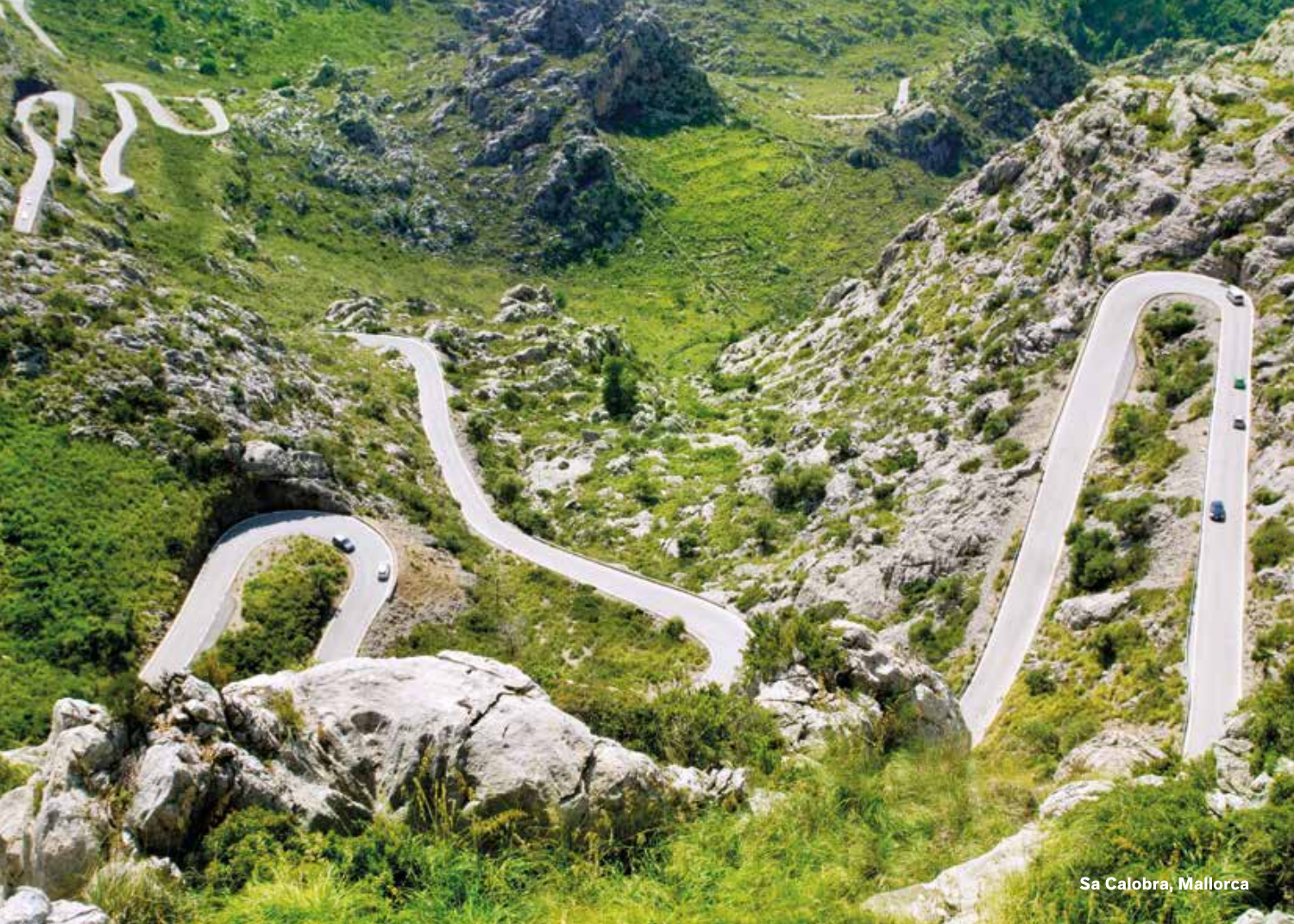Sa Calobra, Mallorca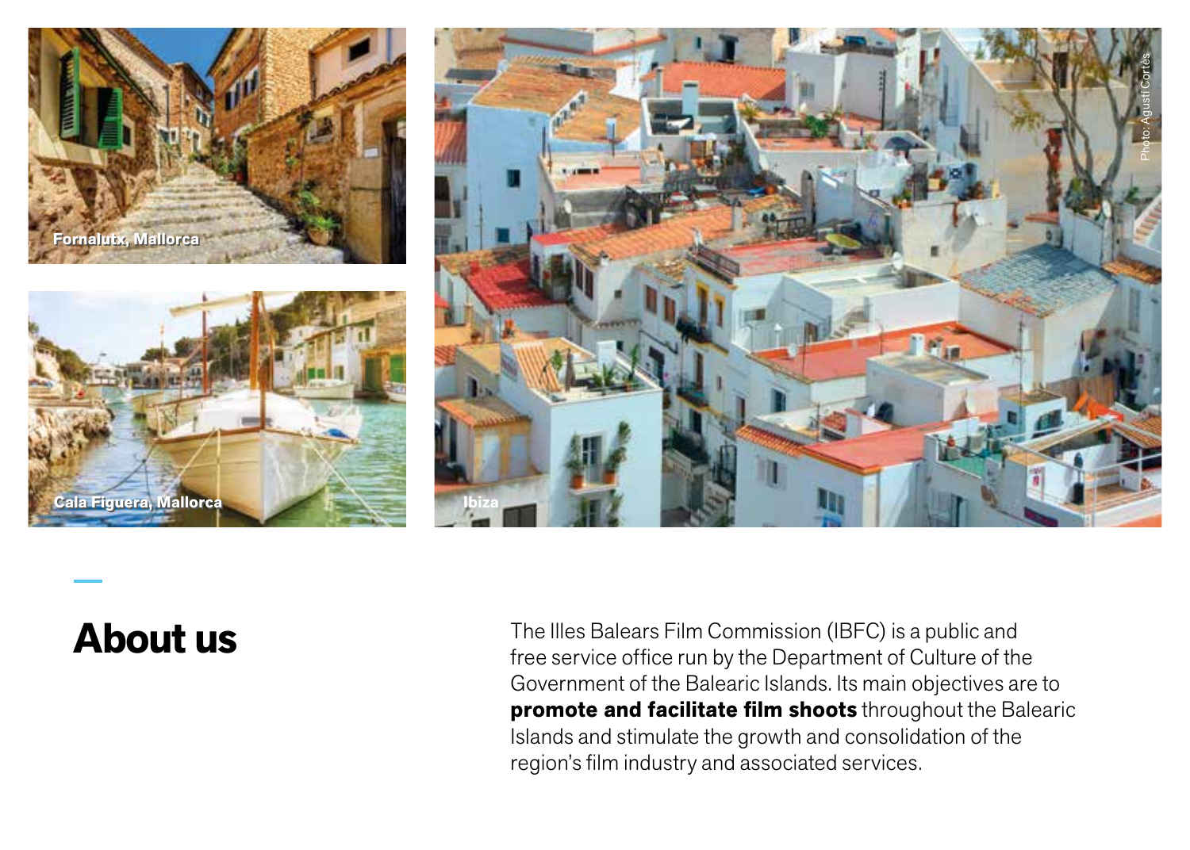## About us

The Illes Balears Film Commission (IBFC) is a public and free service office run by the Department of Culture of the Government of the Balearic Islands. Its main objectives are to **promote and facilitate film shoots** throughout the Balearic Islands and stimulate the growth and consolidation of the region's film industry and associated services.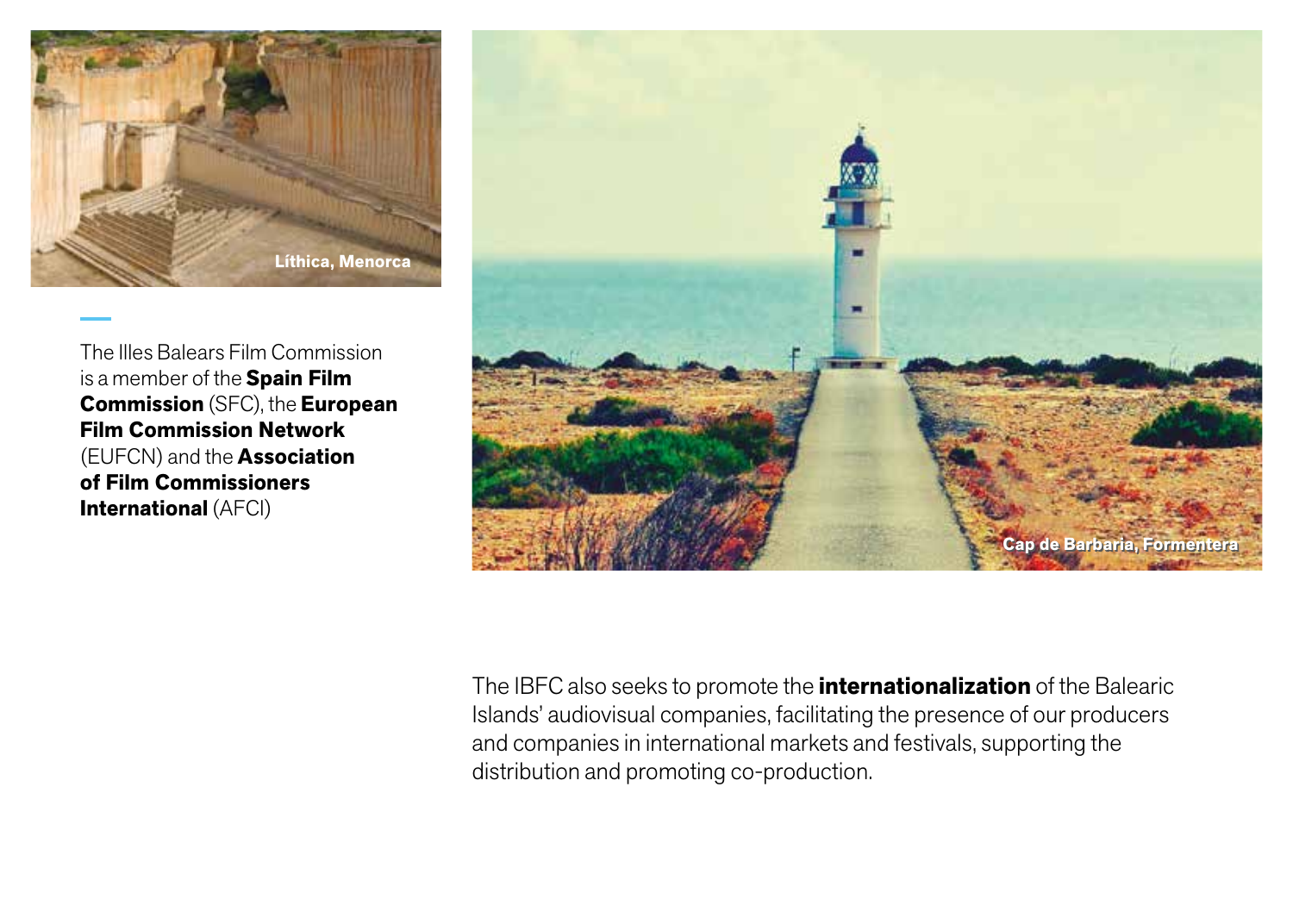Líthica, Menorca

The Illes Balears Film Commission is a member of the **Spain Film Commission** (SFC), the **European Film Commission Network** (EUFCN) and the **Association of Film Commissioners International** (AFCI)

Cap de Barbaria, Formentera

The IBFC also seeks to promote the **internationalization** of the Balearic Islands' audiovisual companies, facilitating the presence of our producers and companies in international markets and festivals, supporting the distribution and promoting co-production.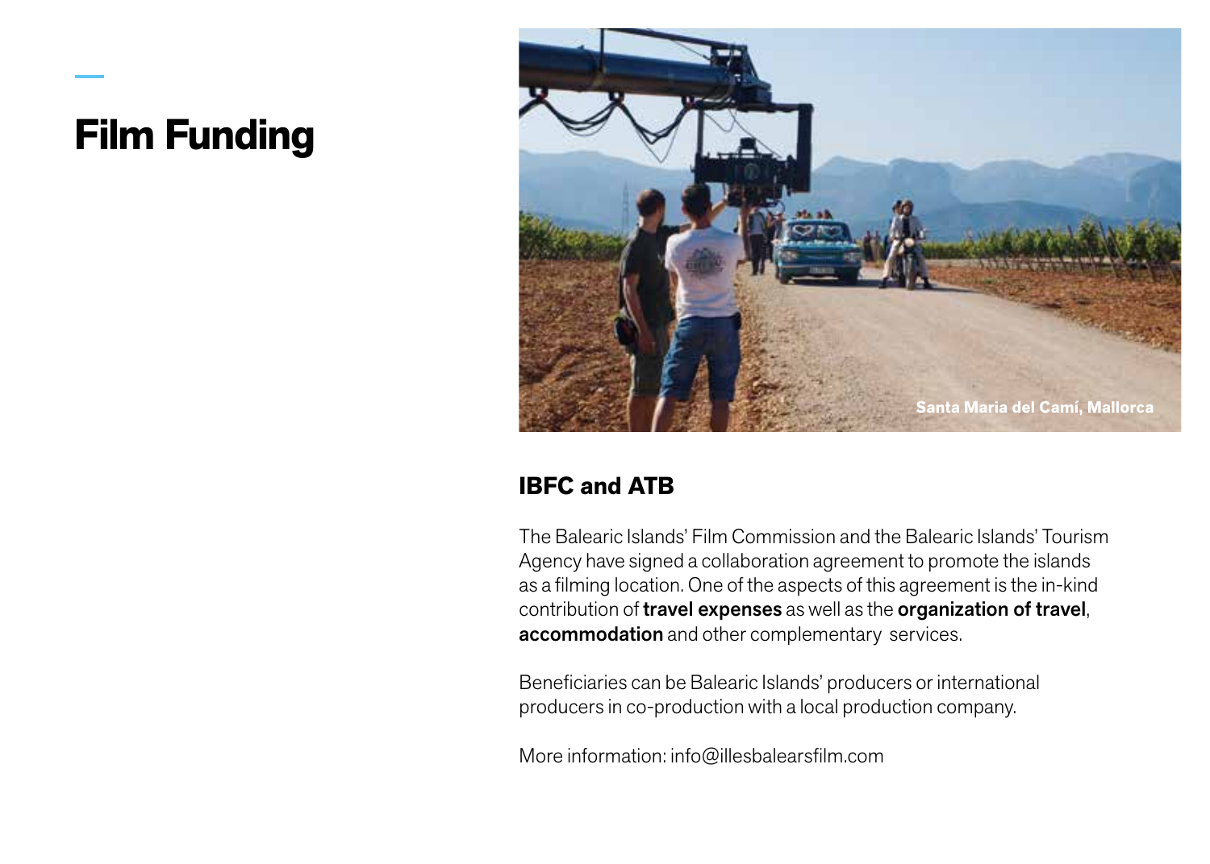# Film Funding

Santa Maria del Camí, Mallorca

## IBFC and ATB

The Balearic Islands' Film Commission and the Balearic Islands' Tourism Agency have signed a collaboration agreement to promote the islands as a filming location. One of the aspects of this agreement is the in-kind contribution of **travel expenses** as well as the **organization of travel**, **accommodation** and other complementary services.

Beneficiaries can be Balearic Islands' producers or international producers in co-production with a local production company.

More information: info@illesbalearsfilm.com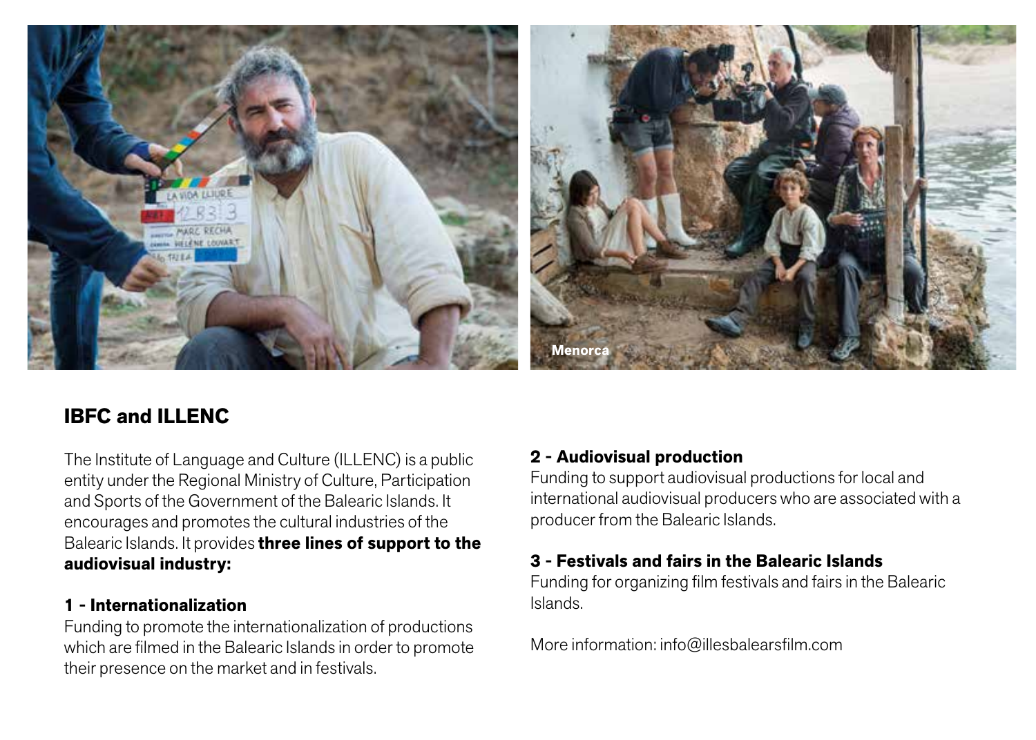Menorca

## IBFC and ILLENC

The Institute of Language and Culture (ILLENC) is a public entity under the Regional Ministry of Culture, Participation and Sports of the Government of the Balearic Islands. It encourages and promotes the cultural industries of the Balearic Islands. It provides **three lines of support to the audiovisual industry:**

### 1 - Internationalization

Funding to promote the internationalization of productions which are filmed in the Balearic Islands in order to promote their presence on the market and in festivals.

### 2 - Audiovisual production

Funding to support audiovisual productions for local and international audiovisual producers who are associated with a producer from the Balearic Islands.

### 3 - Festivals and fairs in the Balearic Islands

Funding for organizing film festivals and fairs in the Balearic Islands.

More information: info@illesbalearsfilm.com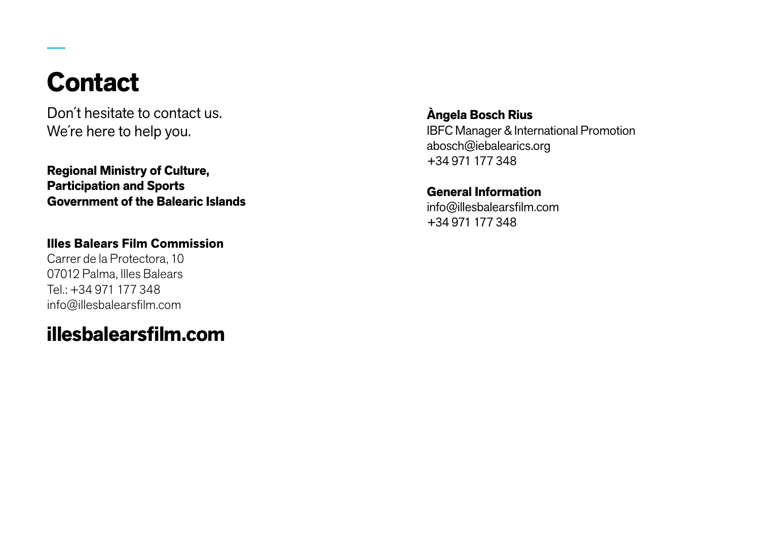# Contact

Don´t hesitate to contact us.
We´re here to help you.

**Regional Ministry of Culture,**
**Participation and Sports**
**Government of the Balearic Islands**

**Illes Balears Film Commission**
Carrer de la Protectora, 10
07012 Palma, Illes Balears
Tel.: +34 971 177 348
info@illesbalearsfilm.com

## illesbalearsfilm.com

**Àngela Bosch Rius**
IBFC Manager & International Promotion
abosch@iebalearics.org
+34 971 177 348

**General Information**
info@illesbalearsfilm.com
+34 971 177 348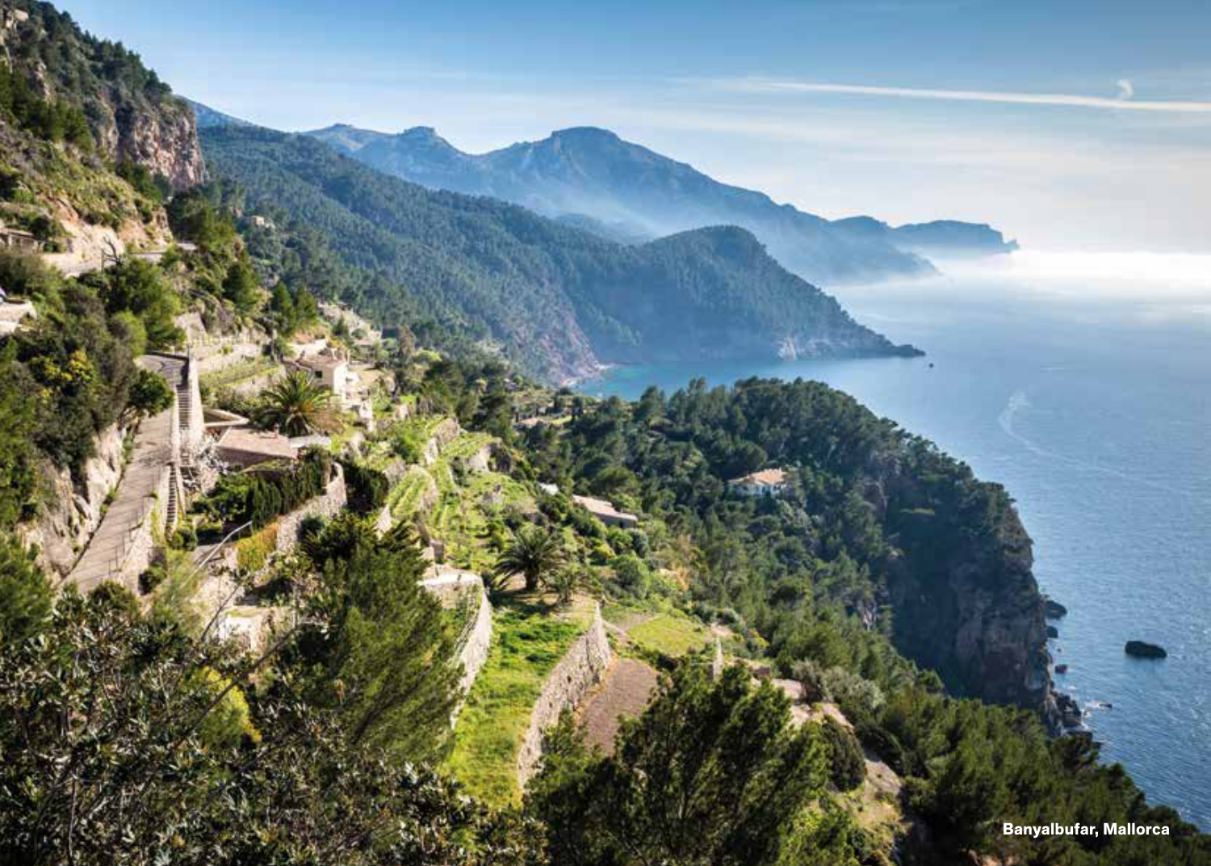Banyalbufar, Mallorca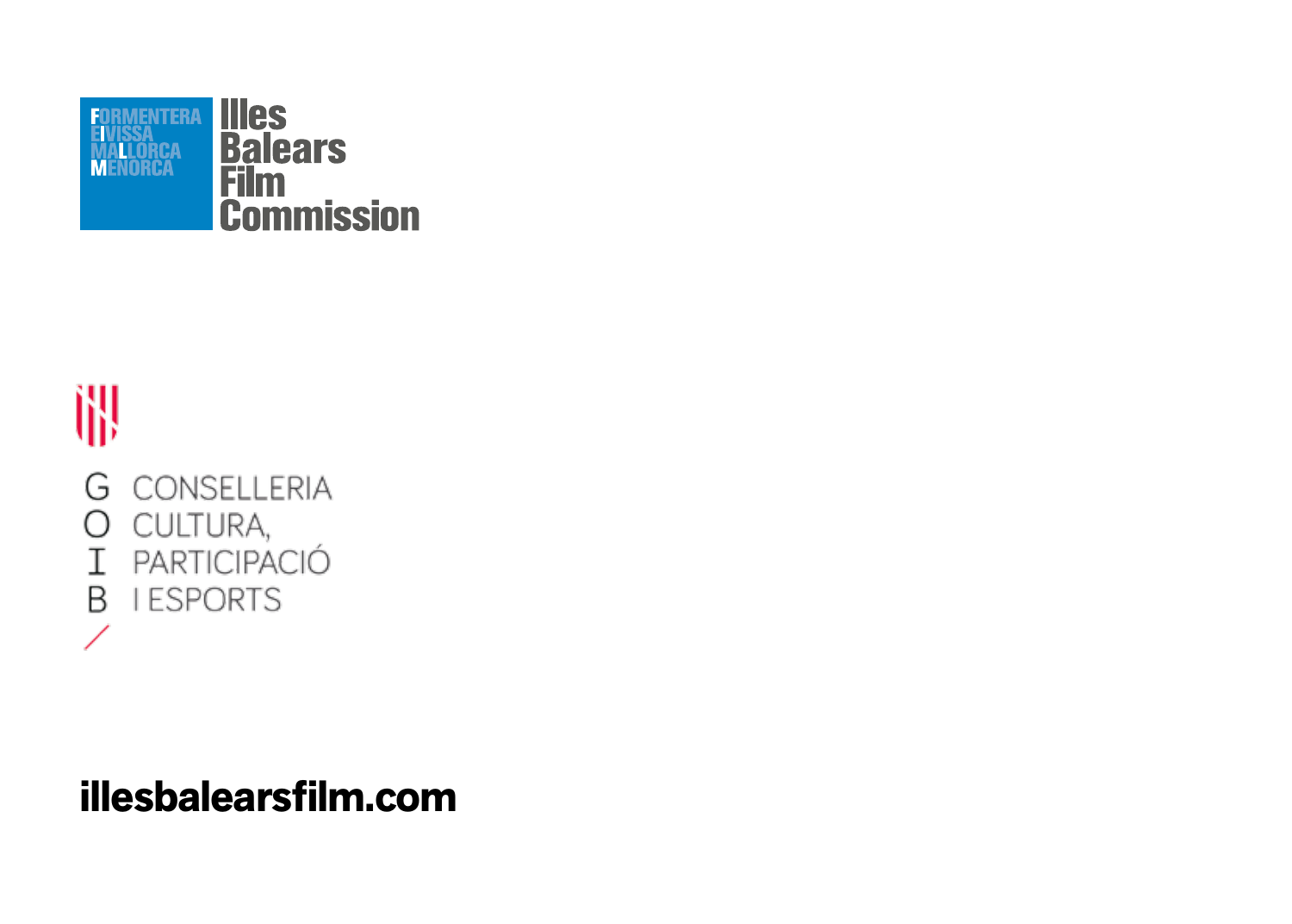FORMENTERA
EIVISSA
MALLORCA
MENORCA

Illes
Balears
Film
Commission

G CONSELLERIA
O CULTURA,
I PARTICIPACIÓ
B I ESPORTS

**illesbalearsfilm.com**